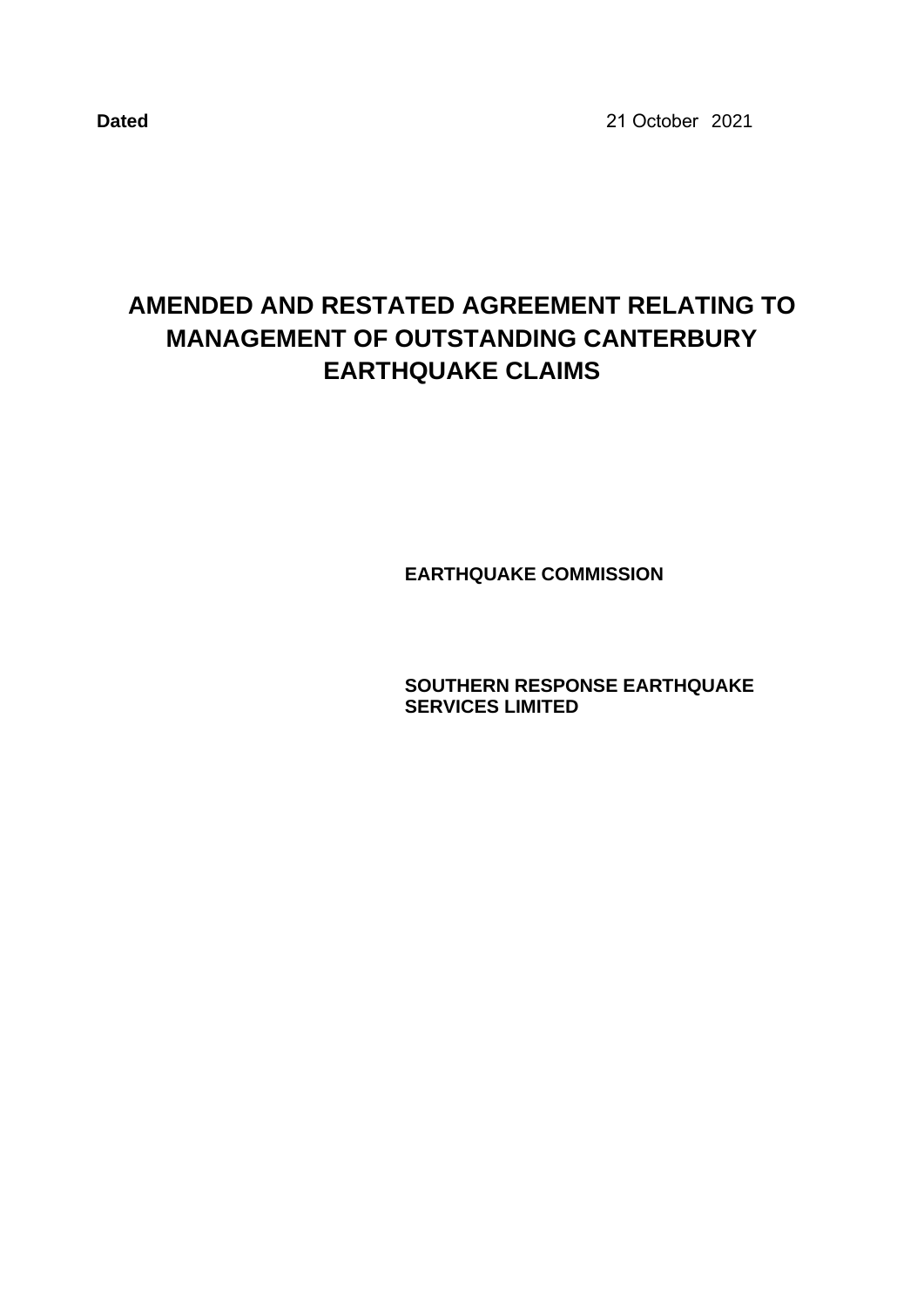**Dated** 21 October 2021

# AMENDED AND RESTATED AGREEMENT RELATING TO MANAGEMENT OF OUTSTANDING CANTERBURY EARTHQUAKE CLAIMS

**EARTHQUAKE COMMISSION**

**SOUTHERN RESPONSE EARTHQUAKE SERVICES LIMITED**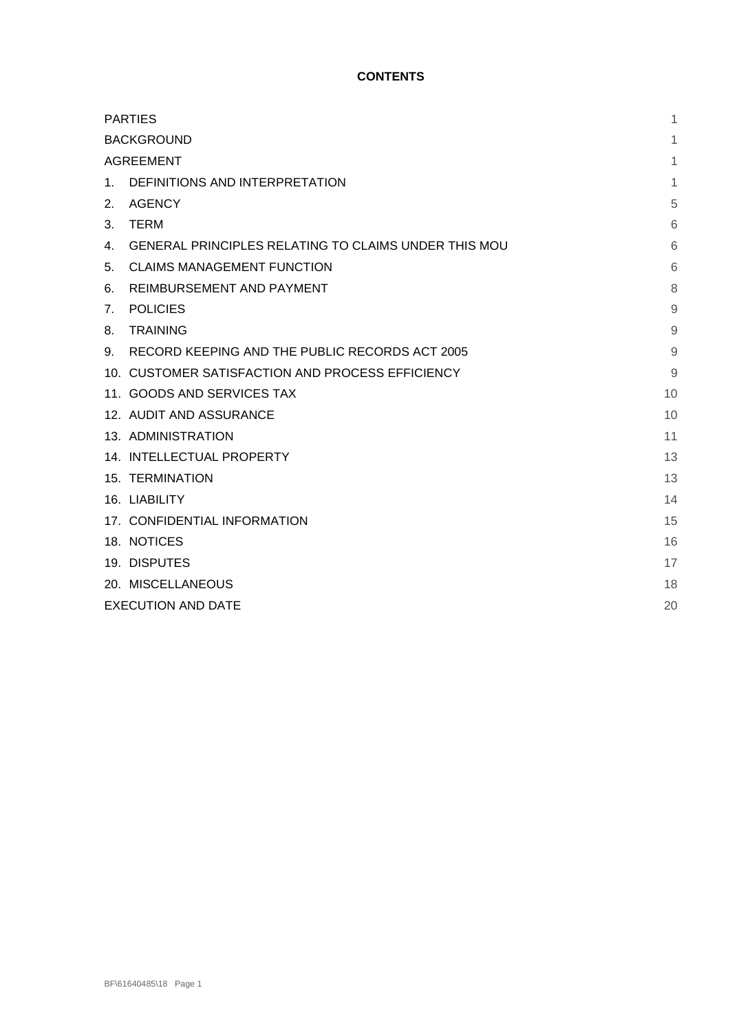**CONTENTS**

| | |
|---|---|
| PARTIES | 1 |
| BACKGROUND | 1 |
| AGREEMENT | 1 |
| 1. DEFINITIONS AND INTERPRETATION | 1 |
| 2. AGENCY | 5 |
| 3. TERM | 6 |
| 4. GENERAL PRINCIPLES RELATING TO CLAIMS UNDER THIS MOU | 6 |
| 5. CLAIMS MANAGEMENT FUNCTION | 6 |
| 6. REIMBURSEMENT AND PAYMENT | 8 |
| 7. POLICIES | 9 |
| 8. TRAINING | 9 |
| 9. RECORD KEEPING AND THE PUBLIC RECORDS ACT 2005 | 9 |
| 10. CUSTOMER SATISFACTION AND PROCESS EFFICIENCY | 9 |
| 11. GOODS AND SERVICES TAX | 10 |
| 12. AUDIT AND ASSURANCE | 10 |
| 13. ADMINISTRATION | 11 |
| 14. INTELLECTUAL PROPERTY | 13 |
| 15. TERMINATION | 13 |
| 16. LIABILITY | 14 |
| 17. CONFIDENTIAL INFORMATION | 15 |
| 18. NOTICES | 16 |
| 19. DISPUTES | 17 |
| 20. MISCELLANEOUS | 18 |
| EXECUTION AND DATE | 20 |

BF\61640485\18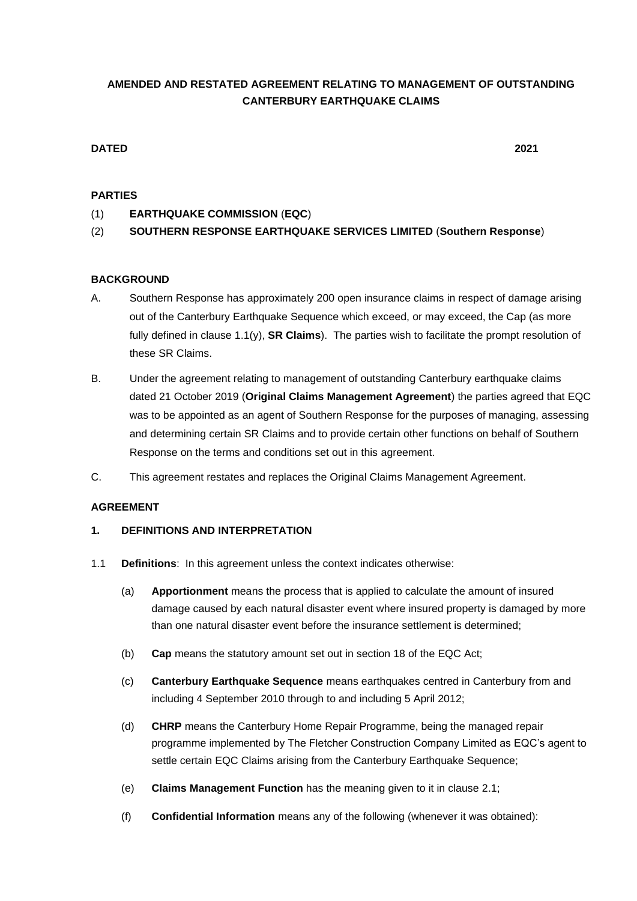**AMENDED AND RESTATED AGREEMENT RELATING TO MANAGEMENT OF OUTSTANDING CANTERBURY EARTHQUAKE CLAIMS**

**DATED** **2021**

**PARTIES**

(1) **EARTHQUAKE COMMISSION** (**EQC**)

(2) **SOUTHERN RESPONSE EARTHQUAKE SERVICES LIMITED** (**Southern Response**)

**BACKGROUND**

A. Southern Response has approximately 200 open insurance claims in respect of damage arising out of the Canterbury Earthquake Sequence which exceed, or may exceed, the Cap (as more fully defined in clause 1.1(y), **SR Claims**). The parties wish to facilitate the prompt resolution of these SR Claims.

B. Under the agreement relating to management of outstanding Canterbury earthquake claims dated 21 October 2019 (**Original Claims Management Agreement**) the parties agreed that EQC was to be appointed as an agent of Southern Response for the purposes of managing, assessing and determining certain SR Claims and to provide certain other functions on behalf of Southern Response on the terms and conditions set out in this agreement.

C. This agreement restates and replaces the Original Claims Management Agreement.

**AGREEMENT**

**1. DEFINITIONS AND INTERPRETATION**

1.1 **Definitions**: In this agreement unless the context indicates otherwise:

(a) **Apportionment** means the process that is applied to calculate the amount of insured damage caused by each natural disaster event where insured property is damaged by more than one natural disaster event before the insurance settlement is determined;

(b) **Cap** means the statutory amount set out in section 18 of the EQC Act;

(c) **Canterbury Earthquake Sequence** means earthquakes centred in Canterbury from and including 4 September 2010 through to and including 5 April 2012;

(d) **CHRP** means the Canterbury Home Repair Programme, being the managed repair programme implemented by The Fletcher Construction Company Limited as EQC's agent to settle certain EQC Claims arising from the Canterbury Earthquake Sequence;

(e) **Claims Management Function** has the meaning given to it in clause 2.1;

(f) **Confidential Information** means any of the following (whenever it was obtained):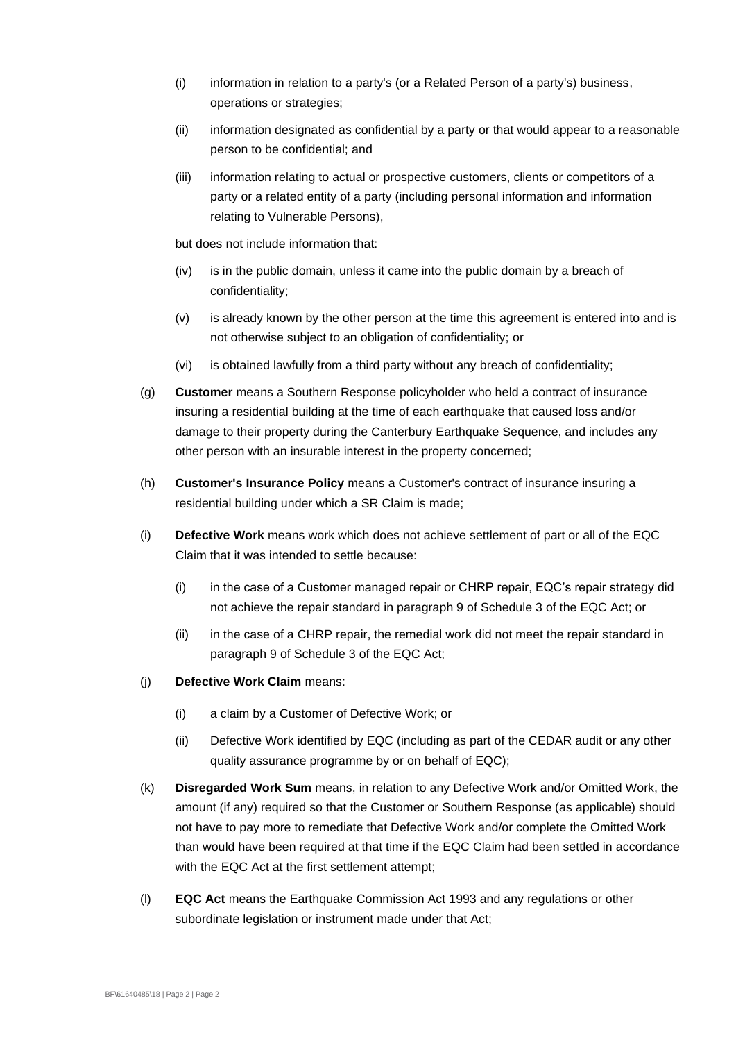- (i) information in relation to a party's (or a Related Person of a party's) business, operations or strategies;
- (ii) information designated as confidential by a party or that would appear to a reasonable person to be confidential; and
- (iii) information relating to actual or prospective customers, clients or competitors of a party or a related entity of a party (including personal information and information relating to Vulnerable Persons),

but does not include information that:

- (iv) is in the public domain, unless it came into the public domain by a breach of confidentiality;
- (v) is already known by the other person at the time this agreement is entered into and is not otherwise subject to an obligation of confidentiality; or
- (vi) is obtained lawfully from a third party without any breach of confidentiality;

(g) **Customer** means a Southern Response policyholder who held a contract of insurance insuring a residential building at the time of each earthquake that caused loss and/or damage to their property during the Canterbury Earthquake Sequence, and includes any other person with an insurable interest in the property concerned;

(h) **Customer's Insurance Policy** means a Customer's contract of insurance insuring a residential building under which a SR Claim is made;

(i) **Defective Work** means work which does not achieve settlement of part or all of the EQC Claim that it was intended to settle because:

- (i) in the case of a Customer managed repair or CHRP repair, EQC's repair strategy did not achieve the repair standard in paragraph 9 of Schedule 3 of the EQC Act; or
- (ii) in the case of a CHRP repair, the remedial work did not meet the repair standard in paragraph 9 of Schedule 3 of the EQC Act;

(j) **Defective Work Claim** means:

- (i) a claim by a Customer of Defective Work; or
- (ii) Defective Work identified by EQC (including as part of the CEDAR audit or any other quality assurance programme by or on behalf of EQC);

(k) **Disregarded Work Sum** means, in relation to any Defective Work and/or Omitted Work, the amount (if any) required so that the Customer or Southern Response (as applicable) should not have to pay more to remediate that Defective Work and/or complete the Omitted Work than would have been required at that time if the EQC Claim had been settled in accordance with the EQC Act at the first settlement attempt;

(l) **EQC Act** means the Earthquake Commission Act 1993 and any regulations or other subordinate legislation or instrument made under that Act;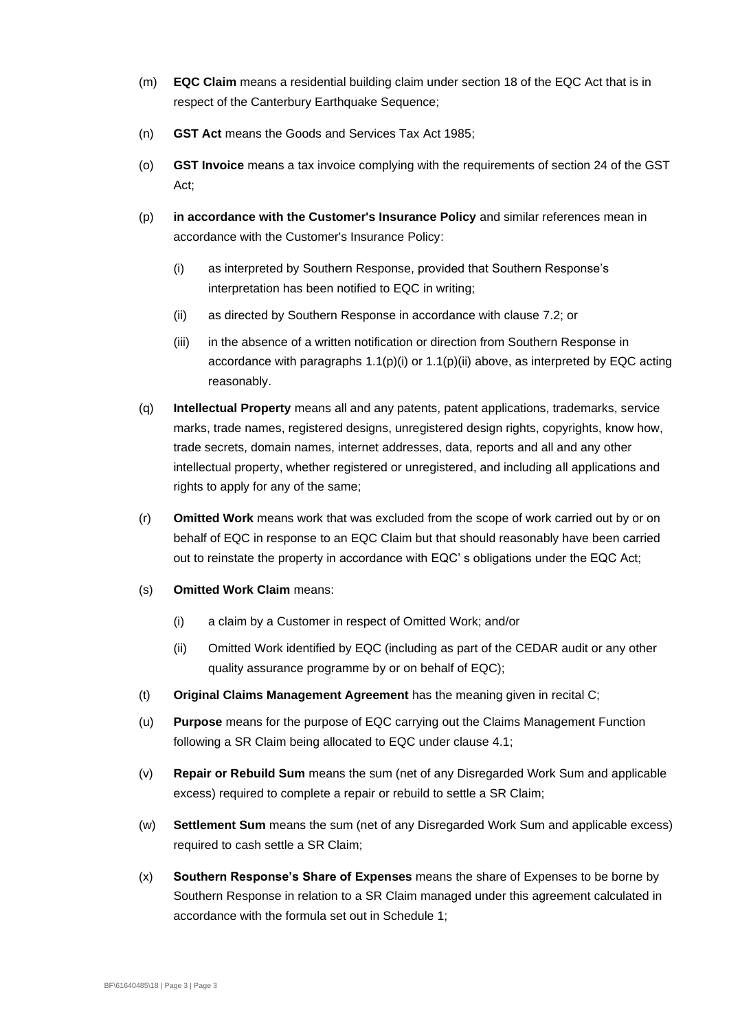(m) **EQC Claim** means a residential building claim under section 18 of the EQC Act that is in respect of the Canterbury Earthquake Sequence;

(n) **GST Act** means the Goods and Services Tax Act 1985;

(o) **GST Invoice** means a tax invoice complying with the requirements of section 24 of the GST Act;

(p) **in accordance with the Customer's Insurance Policy** and similar references mean in accordance with the Customer's Insurance Policy:

   (i) as interpreted by Southern Response, provided that Southern Response's interpretation has been notified to EQC in writing;

   (ii) as directed by Southern Response in accordance with clause 7.2; or

   (iii) in the absence of a written notification or direction from Southern Response in accordance with paragraphs 1.1(p)(i) or 1.1(p)(ii) above, as interpreted by EQC acting reasonably.

(q) **Intellectual Property** means all and any patents, patent applications, trademarks, service marks, trade names, registered designs, unregistered design rights, copyrights, know how, trade secrets, domain names, internet addresses, data, reports and all and any other intellectual property, whether registered or unregistered, and including all applications and rights to apply for any of the same;

(r) **Omitted Work** means work that was excluded from the scope of work carried out by or on behalf of EQC in response to an EQC Claim but that should reasonably have been carried out to reinstate the property in accordance with EQC' s obligations under the EQC Act;

(s) **Omitted Work Claim** means:

   (i) a claim by a Customer in respect of Omitted Work; and/or

   (ii) Omitted Work identified by EQC (including as part of the CEDAR audit or any other quality assurance programme by or on behalf of EQC);

(t) **Original Claims Management Agreement** has the meaning given in recital C;

(u) **Purpose** means for the purpose of EQC carrying out the Claims Management Function following a SR Claim being allocated to EQC under clause 4.1;

(v) **Repair or Rebuild Sum** means the sum (net of any Disregarded Work Sum and applicable excess) required to complete a repair or rebuild to settle a SR Claim;

(w) **Settlement Sum** means the sum (net of any Disregarded Work Sum and applicable excess) required to cash settle a SR Claim;

(x) **Southern Response's Share of Expenses** means the share of Expenses to be borne by Southern Response in relation to a SR Claim managed under this agreement calculated in accordance with the formula set out in Schedule 1;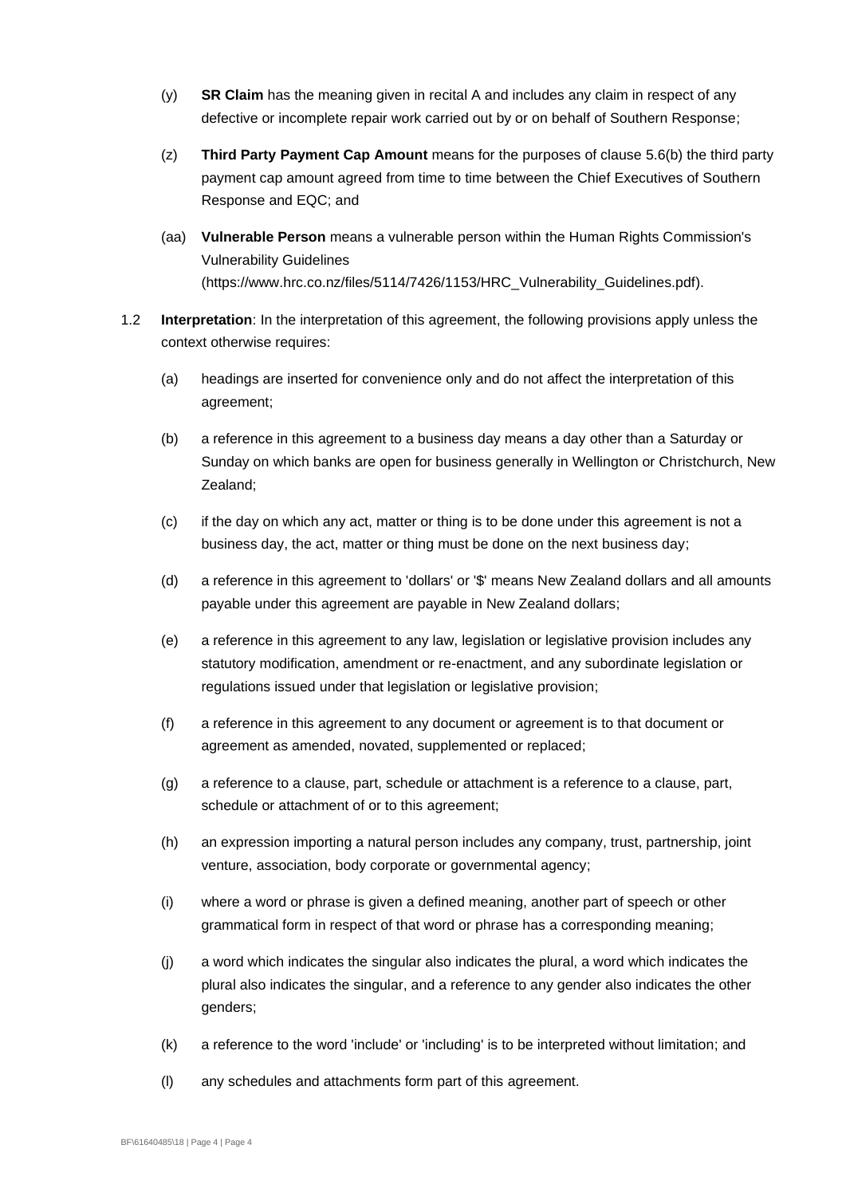(y) **SR Claim** has the meaning given in recital A and includes any claim in respect of any defective or incomplete repair work carried out by or on behalf of Southern Response;

(z) **Third Party Payment Cap Amount** means for the purposes of clause 5.6(b) the third party payment cap amount agreed from time to time between the Chief Executives of Southern Response and EQC; and

(aa) **Vulnerable Person** means a vulnerable person within the Human Rights Commission's Vulnerability Guidelines (https://www.hrc.co.nz/files/5114/7426/1153/HRC_Vulnerability_Guidelines.pdf).

1.2 **Interpretation**: In the interpretation of this agreement, the following provisions apply unless the context otherwise requires:

(a) headings are inserted for convenience only and do not affect the interpretation of this agreement;

(b) a reference in this agreement to a business day means a day other than a Saturday or Sunday on which banks are open for business generally in Wellington or Christchurch, New Zealand;

(c) if the day on which any act, matter or thing is to be done under this agreement is not a business day, the act, matter or thing must be done on the next business day;

(d) a reference in this agreement to 'dollars' or '$' means New Zealand dollars and all amounts payable under this agreement are payable in New Zealand dollars;

(e) a reference in this agreement to any law, legislation or legislative provision includes any statutory modification, amendment or re-enactment, and any subordinate legislation or regulations issued under that legislation or legislative provision;

(f) a reference in this agreement to any document or agreement is to that document or agreement as amended, novated, supplemented or replaced;

(g) a reference to a clause, part, schedule or attachment is a reference to a clause, part, schedule or attachment of or to this agreement;

(h) an expression importing a natural person includes any company, trust, partnership, joint venture, association, body corporate or governmental agency;

(i) where a word or phrase is given a defined meaning, another part of speech or other grammatical form in respect of that word or phrase has a corresponding meaning;

(j) a word which indicates the singular also indicates the plural, a word which indicates the plural also indicates the singular, and a reference to any gender also indicates the other genders;

(k) a reference to the word 'include' or 'including' is to be interpreted without limitation; and

(l) any schedules and attachments form part of this agreement.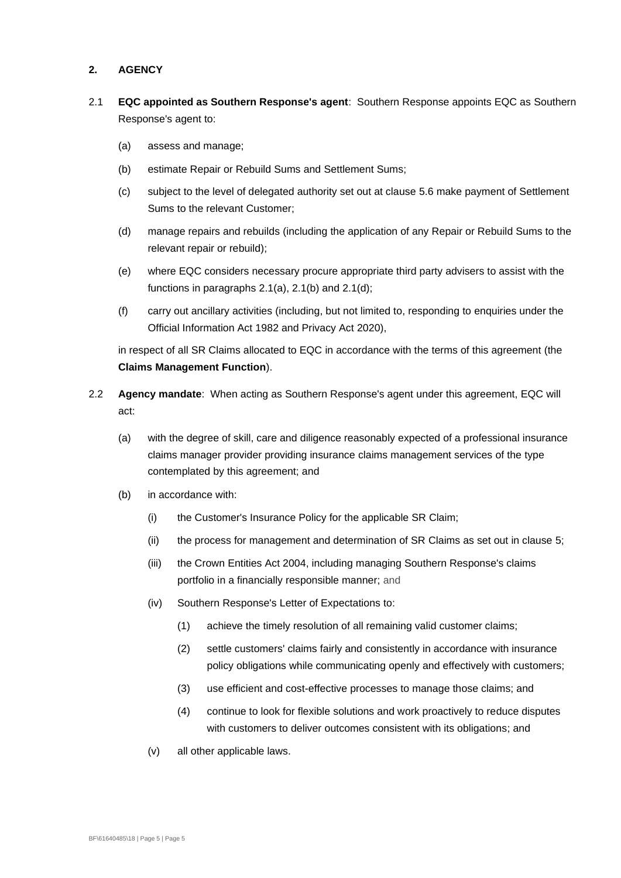## 2. AGENCY

2.1 **EQC appointed as Southern Response's agent**: Southern Response appoints EQC as Southern Response's agent to:

(a) assess and manage;

(b) estimate Repair or Rebuild Sums and Settlement Sums;

(c) subject to the level of delegated authority set out at clause 5.6 make payment of Settlement Sums to the relevant Customer;

(d) manage repairs and rebuilds (including the application of any Repair or Rebuild Sums to the relevant repair or rebuild);

(e) where EQC considers necessary procure appropriate third party advisers to assist with the functions in paragraphs 2.1(a), 2.1(b) and 2.1(d);

(f) carry out ancillary activities (including, but not limited to, responding to enquiries under the Official Information Act 1982 and Privacy Act 2020),

in respect of all SR Claims allocated to EQC in accordance with the terms of this agreement (the **Claims Management Function**).

2.2 **Agency mandate**: When acting as Southern Response's agent under this agreement, EQC will act:

(a) with the degree of skill, care and diligence reasonably expected of a professional insurance claims manager provider providing insurance claims management services of the type contemplated by this agreement; and

(b) in accordance with:

(i) the Customer's Insurance Policy for the applicable SR Claim;

(ii) the process for management and determination of SR Claims as set out in clause 5;

(iii) the Crown Entities Act 2004, including managing Southern Response's claims portfolio in a financially responsible manner; and

(iv) Southern Response's Letter of Expectations to:

(1) achieve the timely resolution of all remaining valid customer claims;

(2) settle customers' claims fairly and consistently in accordance with insurance policy obligations while communicating openly and effectively with customers;

(3) use efficient and cost-effective processes to manage those claims; and

(4) continue to look for flexible solutions and work proactively to reduce disputes with customers to deliver outcomes consistent with its obligations; and

(v) all other applicable laws.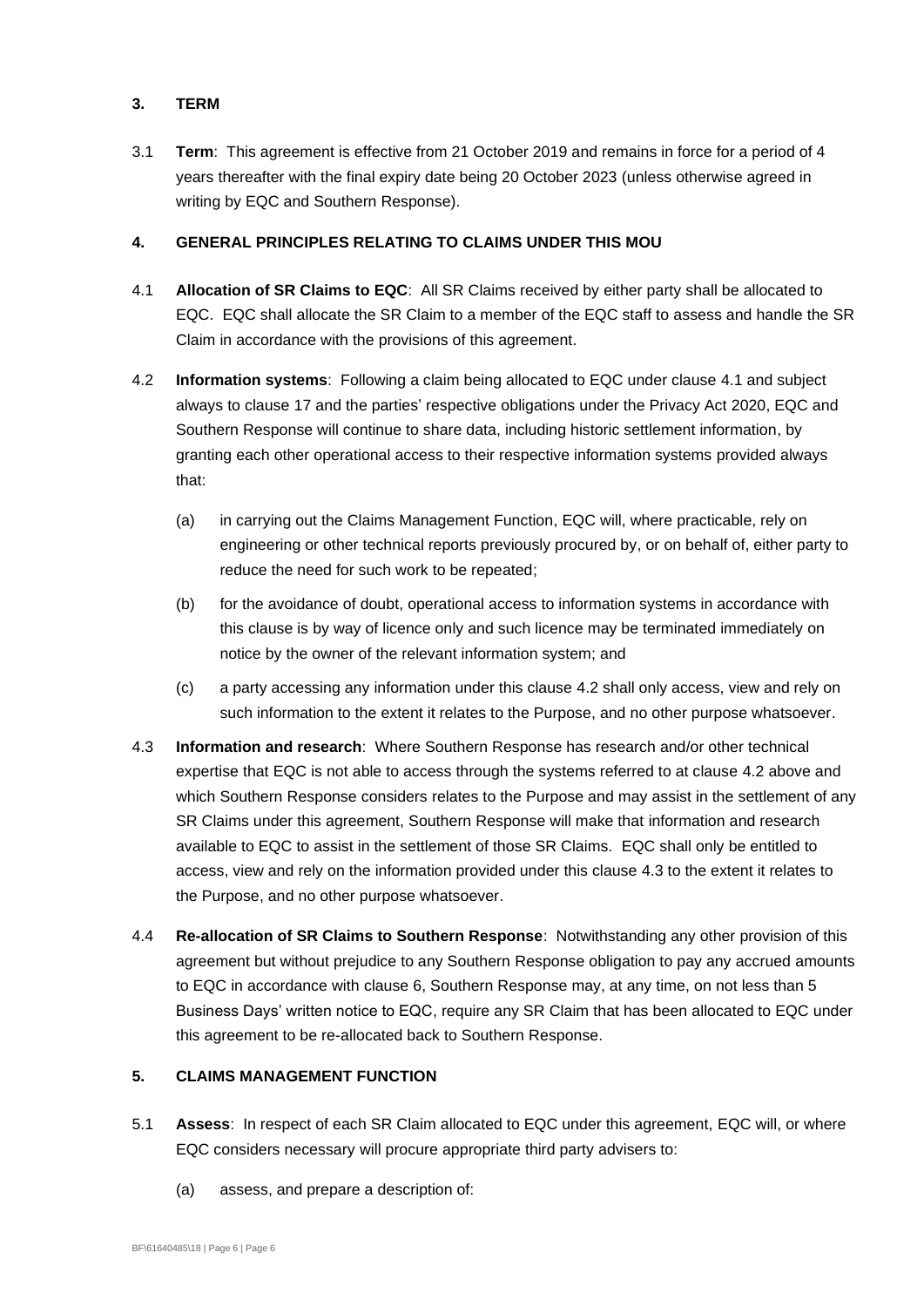### 3. TERM

3.1 **Term**: This agreement is effective from 21 October 2019 and remains in force for a period of 4 years thereafter with the final expiry date being 20 October 2023 (unless otherwise agreed in writing by EQC and Southern Response).

### 4. GENERAL PRINCIPLES RELATING TO CLAIMS UNDER THIS MOU

4.1 **Allocation of SR Claims to EQC**: All SR Claims received by either party shall be allocated to EQC. EQC shall allocate the SR Claim to a member of the EQC staff to assess and handle the SR Claim in accordance with the provisions of this agreement.

4.2 **Information systems**: Following a claim being allocated to EQC under clause 4.1 and subject always to clause 17 and the parties' respective obligations under the Privacy Act 2020, EQC and Southern Response will continue to share data, including historic settlement information, by granting each other operational access to their respective information systems provided always that:

(a) in carrying out the Claims Management Function, EQC will, where practicable, rely on engineering or other technical reports previously procured by, or on behalf of, either party to reduce the need for such work to be repeated;

(b) for the avoidance of doubt, operational access to information systems in accordance with this clause is by way of licence only and such licence may be terminated immediately on notice by the owner of the relevant information system; and

(c) a party accessing any information under this clause 4.2 shall only access, view and rely on such information to the extent it relates to the Purpose, and no other purpose whatsoever.

4.3 **Information and research**: Where Southern Response has research and/or other technical expertise that EQC is not able to access through the systems referred to at clause 4.2 above and which Southern Response considers relates to the Purpose and may assist in the settlement of any SR Claims under this agreement, Southern Response will make that information and research available to EQC to assist in the settlement of those SR Claims. EQC shall only be entitled to access, view and rely on the information provided under this clause 4.3 to the extent it relates to the Purpose, and no other purpose whatsoever.

4.4 **Re-allocation of SR Claims to Southern Response**: Notwithstanding any other provision of this agreement but without prejudice to any Southern Response obligation to pay any accrued amounts to EQC in accordance with clause 6, Southern Response may, at any time, on not less than 5 Business Days' written notice to EQC, require any SR Claim that has been allocated to EQC under this agreement to be re-allocated back to Southern Response.

### 5. CLAIMS MANAGEMENT FUNCTION

5.1 **Assess**: In respect of each SR Claim allocated to EQC under this agreement, EQC will, or where EQC considers necessary will procure appropriate third party advisers to:

(a) assess, and prepare a description of: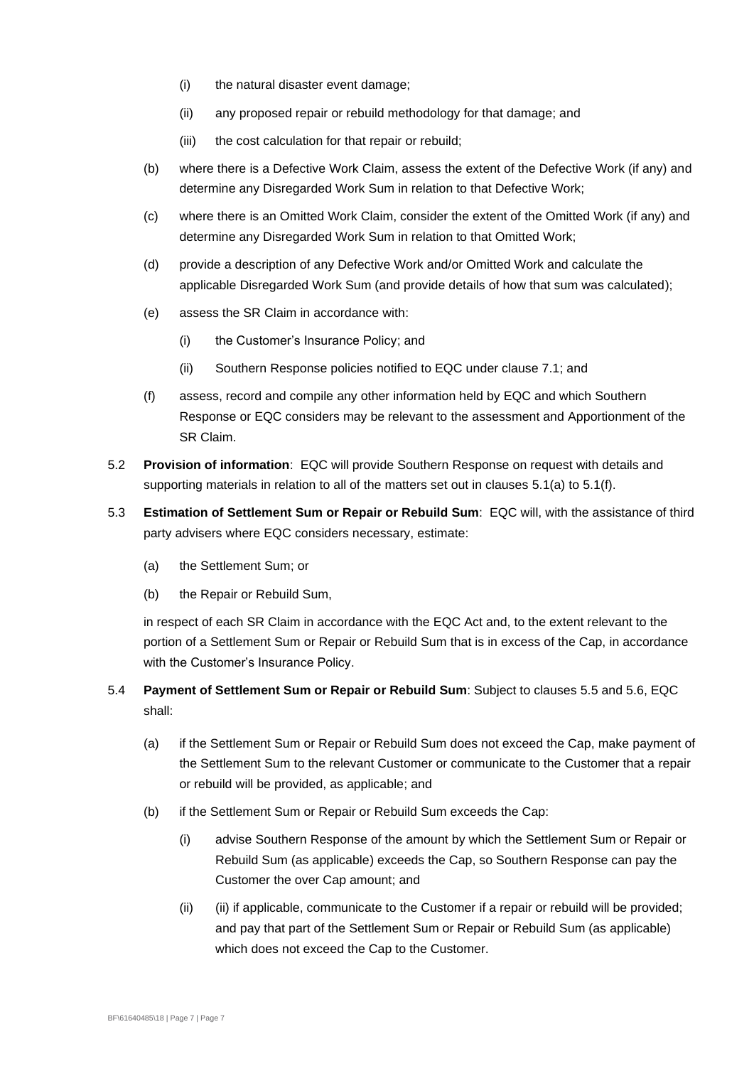(i) the natural disaster event damage;

(ii) any proposed repair or rebuild methodology for that damage; and

(iii) the cost calculation for that repair or rebuild;

(b) where there is a Defective Work Claim, assess the extent of the Defective Work (if any) and determine any Disregarded Work Sum in relation to that Defective Work;

(c) where there is an Omitted Work Claim, consider the extent of the Omitted Work (if any) and determine any Disregarded Work Sum in relation to that Omitted Work;

(d) provide a description of any Defective Work and/or Omitted Work and calculate the applicable Disregarded Work Sum (and provide details of how that sum was calculated);

(e) assess the SR Claim in accordance with:

(i) the Customer's Insurance Policy; and

(ii) Southern Response policies notified to EQC under clause 7.1; and

(f) assess, record and compile any other information held by EQC and which Southern Response or EQC considers may be relevant to the assessment and Apportionment of the SR Claim.

5.2 **Provision of information**: EQC will provide Southern Response on request with details and supporting materials in relation to all of the matters set out in clauses 5.1(a) to 5.1(f).

5.3 **Estimation of Settlement Sum or Repair or Rebuild Sum**: EQC will, with the assistance of third party advisers where EQC considers necessary, estimate:

(a) the Settlement Sum; or

(b) the Repair or Rebuild Sum,

in respect of each SR Claim in accordance with the EQC Act and, to the extent relevant to the portion of a Settlement Sum or Repair or Rebuild Sum that is in excess of the Cap, in accordance with the Customer's Insurance Policy.

5.4 **Payment of Settlement Sum or Repair or Rebuild Sum**: Subject to clauses 5.5 and 5.6, EQC shall:

(a) if the Settlement Sum or Repair or Rebuild Sum does not exceed the Cap, make payment of the Settlement Sum to the relevant Customer or communicate to the Customer that a repair or rebuild will be provided, as applicable; and

(b) if the Settlement Sum or Repair or Rebuild Sum exceeds the Cap:

(i) advise Southern Response of the amount by which the Settlement Sum or Repair or Rebuild Sum (as applicable) exceeds the Cap, so Southern Response can pay the Customer the over Cap amount; and

(ii) (ii) if applicable, communicate to the Customer if a repair or rebuild will be provided; and pay that part of the Settlement Sum or Repair or Rebuild Sum (as applicable) which does not exceed the Cap to the Customer.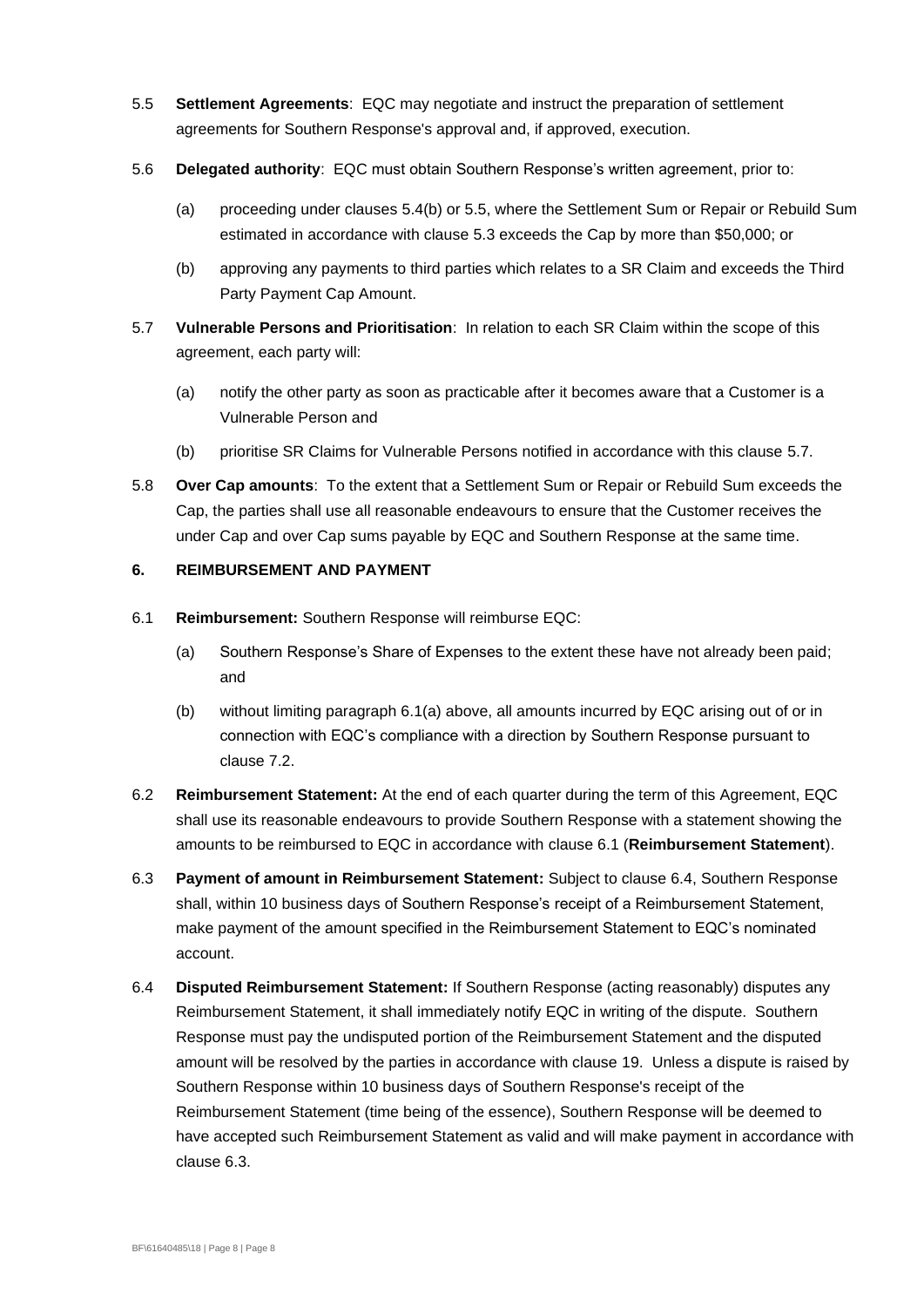5.5 **Settlement Agreements**: EQC may negotiate and instruct the preparation of settlement agreements for Southern Response's approval and, if approved, execution.

5.6 **Delegated authority**: EQC must obtain Southern Response's written agreement, prior to:

(a) proceeding under clauses 5.4(b) or 5.5, where the Settlement Sum or Repair or Rebuild Sum estimated in accordance with clause 5.3 exceeds the Cap by more than $50,000; or

(b) approving any payments to third parties which relates to a SR Claim and exceeds the Third Party Payment Cap Amount.

5.7 **Vulnerable Persons and Prioritisation**: In relation to each SR Claim within the scope of this agreement, each party will:

(a) notify the other party as soon as practicable after it becomes aware that a Customer is a Vulnerable Person and

(b) prioritise SR Claims for Vulnerable Persons notified in accordance with this clause 5.7.

5.8 **Over Cap amounts**: To the extent that a Settlement Sum or Repair or Rebuild Sum exceeds the Cap, the parties shall use all reasonable endeavours to ensure that the Customer receives the under Cap and over Cap sums payable by EQC and Southern Response at the same time.

## 6. REIMBURSEMENT AND PAYMENT

6.1 **Reimbursement:** Southern Response will reimburse EQC:

(a) Southern Response's Share of Expenses to the extent these have not already been paid; and

(b) without limiting paragraph 6.1(a) above, all amounts incurred by EQC arising out of or in connection with EQC's compliance with a direction by Southern Response pursuant to clause 7.2.

6.2 **Reimbursement Statement:** At the end of each quarter during the term of this Agreement, EQC shall use its reasonable endeavours to provide Southern Response with a statement showing the amounts to be reimbursed to EQC in accordance with clause 6.1 (**Reimbursement Statement**).

6.3 **Payment of amount in Reimbursement Statement:** Subject to clause 6.4, Southern Response shall, within 10 business days of Southern Response's receipt of a Reimbursement Statement, make payment of the amount specified in the Reimbursement Statement to EQC's nominated account.

6.4 **Disputed Reimbursement Statement:** If Southern Response (acting reasonably) disputes any Reimbursement Statement, it shall immediately notify EQC in writing of the dispute. Southern Response must pay the undisputed portion of the Reimbursement Statement and the disputed amount will be resolved by the parties in accordance with clause 19. Unless a dispute is raised by Southern Response within 10 business days of Southern Response's receipt of the Reimbursement Statement (time being of the essence), Southern Response will be deemed to have accepted such Reimbursement Statement as valid and will make payment in accordance with clause 6.3.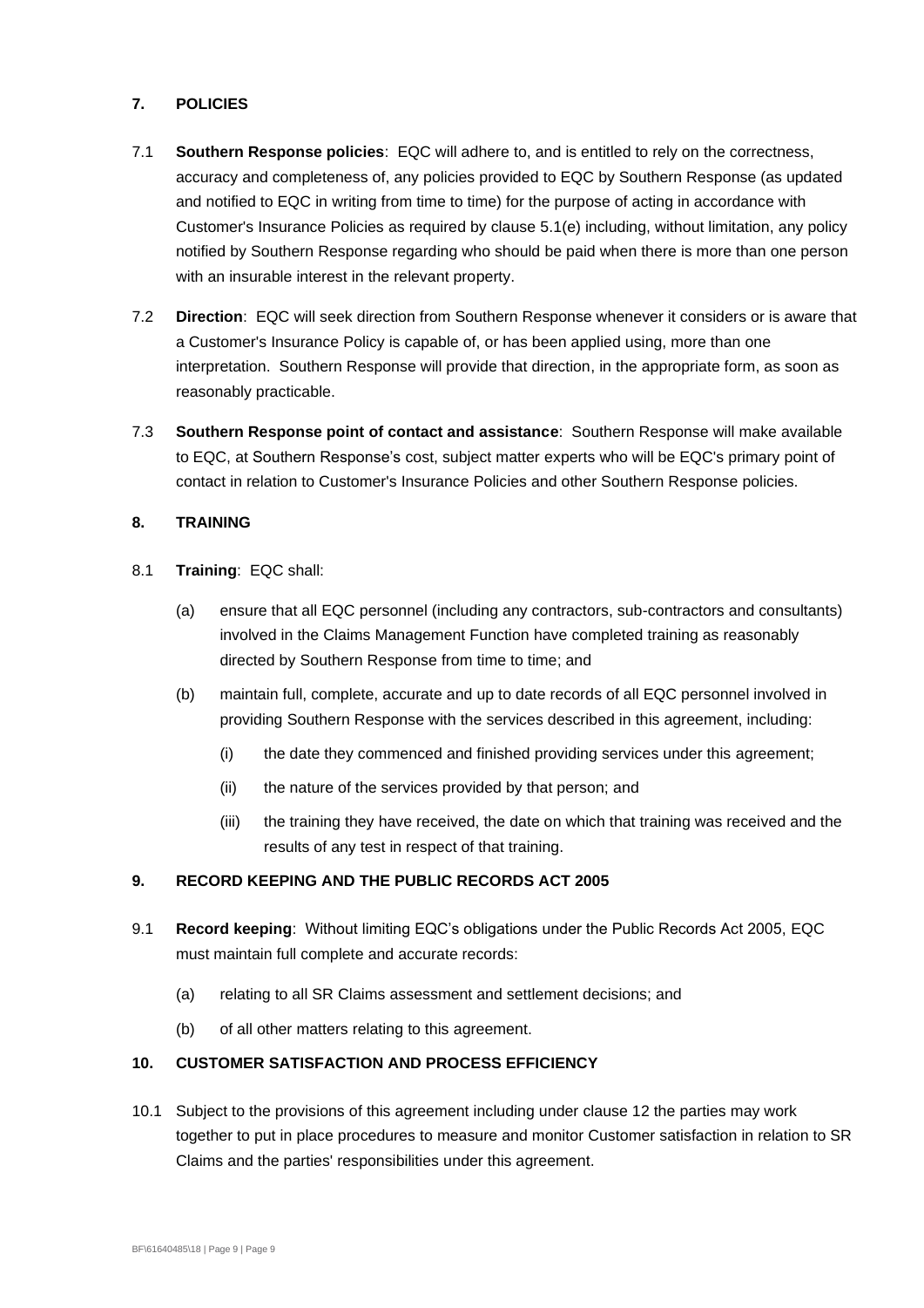## 7. POLICIES

7.1 **Southern Response policies**: EQC will adhere to, and is entitled to rely on the correctness, accuracy and completeness of, any policies provided to EQC by Southern Response (as updated and notified to EQC in writing from time to time) for the purpose of acting in accordance with Customer's Insurance Policies as required by clause 5.1(e) including, without limitation, any policy notified by Southern Response regarding who should be paid when there is more than one person with an insurable interest in the relevant property.

7.2 **Direction**: EQC will seek direction from Southern Response whenever it considers or is aware that a Customer's Insurance Policy is capable of, or has been applied using, more than one interpretation. Southern Response will provide that direction, in the appropriate form, as soon as reasonably practicable.

7.3 **Southern Response point of contact and assistance**: Southern Response will make available to EQC, at Southern Response's cost, subject matter experts who will be EQC's primary point of contact in relation to Customer's Insurance Policies and other Southern Response policies.

## 8. TRAINING

8.1 **Training**: EQC shall:

(a) ensure that all EQC personnel (including any contractors, sub-contractors and consultants) involved in the Claims Management Function have completed training as reasonably directed by Southern Response from time to time; and

(b) maintain full, complete, accurate and up to date records of all EQC personnel involved in providing Southern Response with the services described in this agreement, including:

(i) the date they commenced and finished providing services under this agreement;

(ii) the nature of the services provided by that person; and

(iii) the training they have received, the date on which that training was received and the results of any test in respect of that training.

## 9. RECORD KEEPING AND THE PUBLIC RECORDS ACT 2005

9.1 **Record keeping**: Without limiting EQC's obligations under the Public Records Act 2005, EQC must maintain full complete and accurate records:

(a) relating to all SR Claims assessment and settlement decisions; and

(b) of all other matters relating to this agreement.

## 10. CUSTOMER SATISFACTION AND PROCESS EFFICIENCY

10.1 Subject to the provisions of this agreement including under clause 12 the parties may work together to put in place procedures to measure and monitor Customer satisfaction in relation to SR Claims and the parties' responsibilities under this agreement.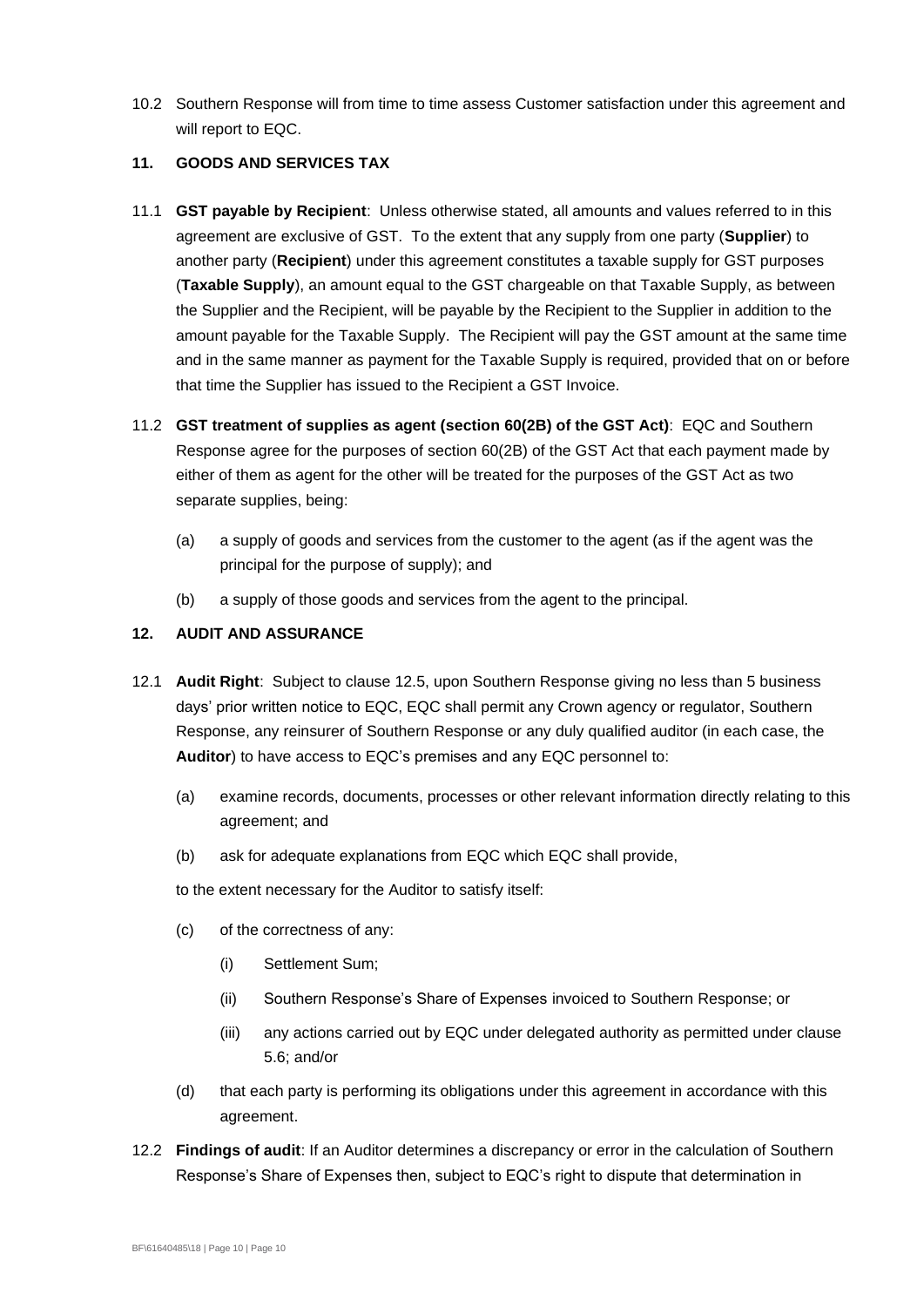10.2 Southern Response will from time to time assess Customer satisfaction under this agreement and will report to EQC.

## 11. GOODS AND SERVICES TAX

11.1 **GST payable by Recipient**: Unless otherwise stated, all amounts and values referred to in this agreement are exclusive of GST. To the extent that any supply from one party (**Supplier**) to another party (**Recipient**) under this agreement constitutes a taxable supply for GST purposes (**Taxable Supply**), an amount equal to the GST chargeable on that Taxable Supply, as between the Supplier and the Recipient, will be payable by the Recipient to the Supplier in addition to the amount payable for the Taxable Supply. The Recipient will pay the GST amount at the same time and in the same manner as payment for the Taxable Supply is required, provided that on or before that time the Supplier has issued to the Recipient a GST Invoice.

11.2 **GST treatment of supplies as agent (section 60(2B) of the GST Act)**: EQC and Southern Response agree for the purposes of section 60(2B) of the GST Act that each payment made by either of them as agent for the other will be treated for the purposes of the GST Act as two separate supplies, being:

(a) a supply of goods and services from the customer to the agent (as if the agent was the principal for the purpose of supply); and

(b) a supply of those goods and services from the agent to the principal.

## 12. AUDIT AND ASSURANCE

12.1 **Audit Right**: Subject to clause 12.5, upon Southern Response giving no less than 5 business days' prior written notice to EQC, EQC shall permit any Crown agency or regulator, Southern Response, any reinsurer of Southern Response or any duly qualified auditor (in each case, the **Auditor**) to have access to EQC's premises and any EQC personnel to:

(a) examine records, documents, processes or other relevant information directly relating to this agreement; and

(b) ask for adequate explanations from EQC which EQC shall provide,

to the extent necessary for the Auditor to satisfy itself:

(c) of the correctness of any:

(i) Settlement Sum;

(ii) Southern Response's Share of Expenses invoiced to Southern Response; or

(iii) any actions carried out by EQC under delegated authority as permitted under clause 5.6; and/or

(d) that each party is performing its obligations under this agreement in accordance with this agreement.

12.2 **Findings of audit**: If an Auditor determines a discrepancy or error in the calculation of Southern Response's Share of Expenses then, subject to EQC's right to dispute that determination in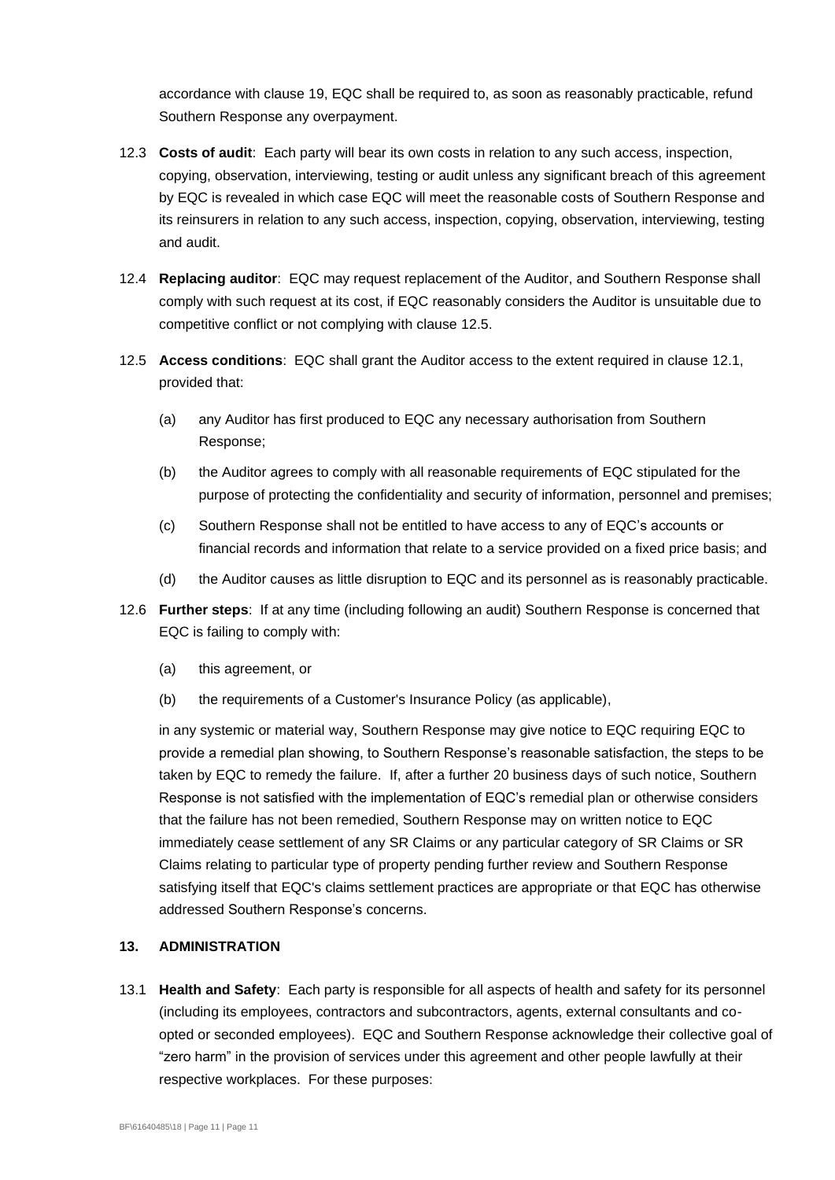accordance with clause 19, EQC shall be required to, as soon as reasonably practicable, refund Southern Response any overpayment.

12.3 **Costs of audit**: Each party will bear its own costs in relation to any such access, inspection, copying, observation, interviewing, testing or audit unless any significant breach of this agreement by EQC is revealed in which case EQC will meet the reasonable costs of Southern Response and its reinsurers in relation to any such access, inspection, copying, observation, interviewing, testing and audit.

12.4 **Replacing auditor**: EQC may request replacement of the Auditor, and Southern Response shall comply with such request at its cost, if EQC reasonably considers the Auditor is unsuitable due to competitive conflict or not complying with clause 12.5.

12.5 **Access conditions**: EQC shall grant the Auditor access to the extent required in clause 12.1, provided that:

(a) any Auditor has first produced to EQC any necessary authorisation from Southern Response;

(b) the Auditor agrees to comply with all reasonable requirements of EQC stipulated for the purpose of protecting the confidentiality and security of information, personnel and premises;

(c) Southern Response shall not be entitled to have access to any of EQC's accounts or financial records and information that relate to a service provided on a fixed price basis; and

(d) the Auditor causes as little disruption to EQC and its personnel as is reasonably practicable.

12.6 **Further steps**: If at any time (including following an audit) Southern Response is concerned that EQC is failing to comply with:

(a) this agreement, or

(b) the requirements of a Customer's Insurance Policy (as applicable),

in any systemic or material way, Southern Response may give notice to EQC requiring EQC to provide a remedial plan showing, to Southern Response's reasonable satisfaction, the steps to be taken by EQC to remedy the failure. If, after a further 20 business days of such notice, Southern Response is not satisfied with the implementation of EQC's remedial plan or otherwise considers that the failure has not been remedied, Southern Response may on written notice to EQC immediately cease settlement of any SR Claims or any particular category of SR Claims or SR Claims relating to particular type of property pending further review and Southern Response satisfying itself that EQC's claims settlement practices are appropriate or that EQC has otherwise addressed Southern Response's concerns.

## 13. ADMINISTRATION

13.1 **Health and Safety**: Each party is responsible for all aspects of health and safety for its personnel (including its employees, contractors and subcontractors, agents, external consultants and co-opted or seconded employees). EQC and Southern Response acknowledge their collective goal of "zero harm" in the provision of services under this agreement and other people lawfully at their respective workplaces. For these purposes: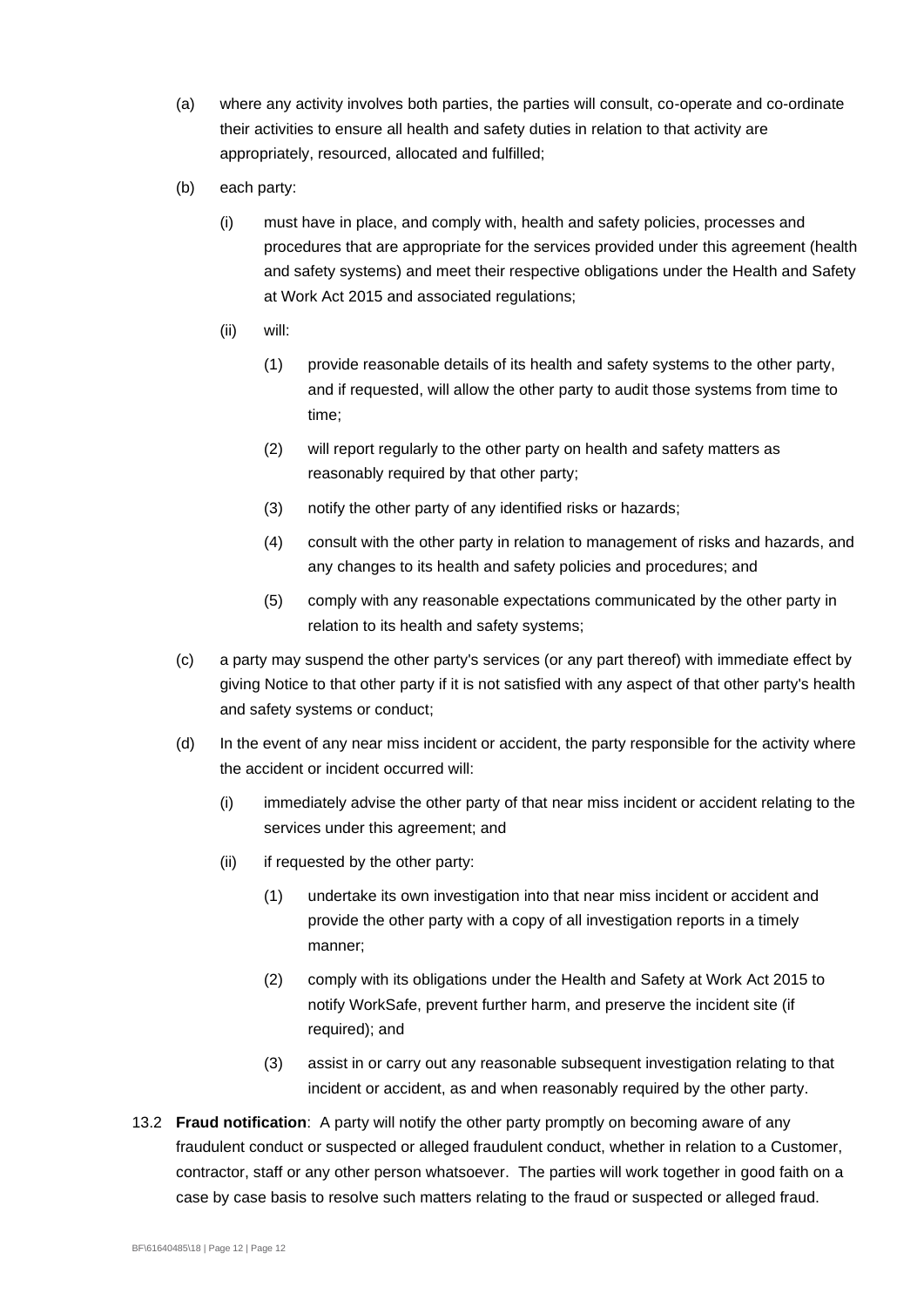(a) where any activity involves both parties, the parties will consult, co-operate and co-ordinate their activities to ensure all health and safety duties in relation to that activity are appropriately, resourced, allocated and fulfilled;

(b) each party:

    (i) must have in place, and comply with, health and safety policies, processes and procedures that are appropriate for the services provided under this agreement (health and safety systems) and meet their respective obligations under the Health and Safety at Work Act 2015 and associated regulations;

    (ii) will:

        (1) provide reasonable details of its health and safety systems to the other party, and if requested, will allow the other party to audit those systems from time to time;

        (2) will report regularly to the other party on health and safety matters as reasonably required by that other party;

        (3) notify the other party of any identified risks or hazards;

        (4) consult with the other party in relation to management of risks and hazards, and any changes to its health and safety policies and procedures; and

        (5) comply with any reasonable expectations communicated by the other party in relation to its health and safety systems;

(c) a party may suspend the other party's services (or any part thereof) with immediate effect by giving Notice to that other party if it is not satisfied with any aspect of that other party's health and safety systems or conduct;

(d) In the event of any near miss incident or accident, the party responsible for the activity where the accident or incident occurred will:

    (i) immediately advise the other party of that near miss incident or accident relating to the services under this agreement; and

    (ii) if requested by the other party:

        (1) undertake its own investigation into that near miss incident or accident and provide the other party with a copy of all investigation reports in a timely manner;

        (2) comply with its obligations under the Health and Safety at Work Act 2015 to notify WorkSafe, prevent further harm, and preserve the incident site (if required); and

        (3) assist in or carry out any reasonable subsequent investigation relating to that incident or accident, as and when reasonably required by the other party.

13.2 **Fraud notification**: A party will notify the other party promptly on becoming aware of any fraudulent conduct or suspected or alleged fraudulent conduct, whether in relation to a Customer, contractor, staff or any other person whatsoever. The parties will work together in good faith on a case by case basis to resolve such matters relating to the fraud or suspected or alleged fraud.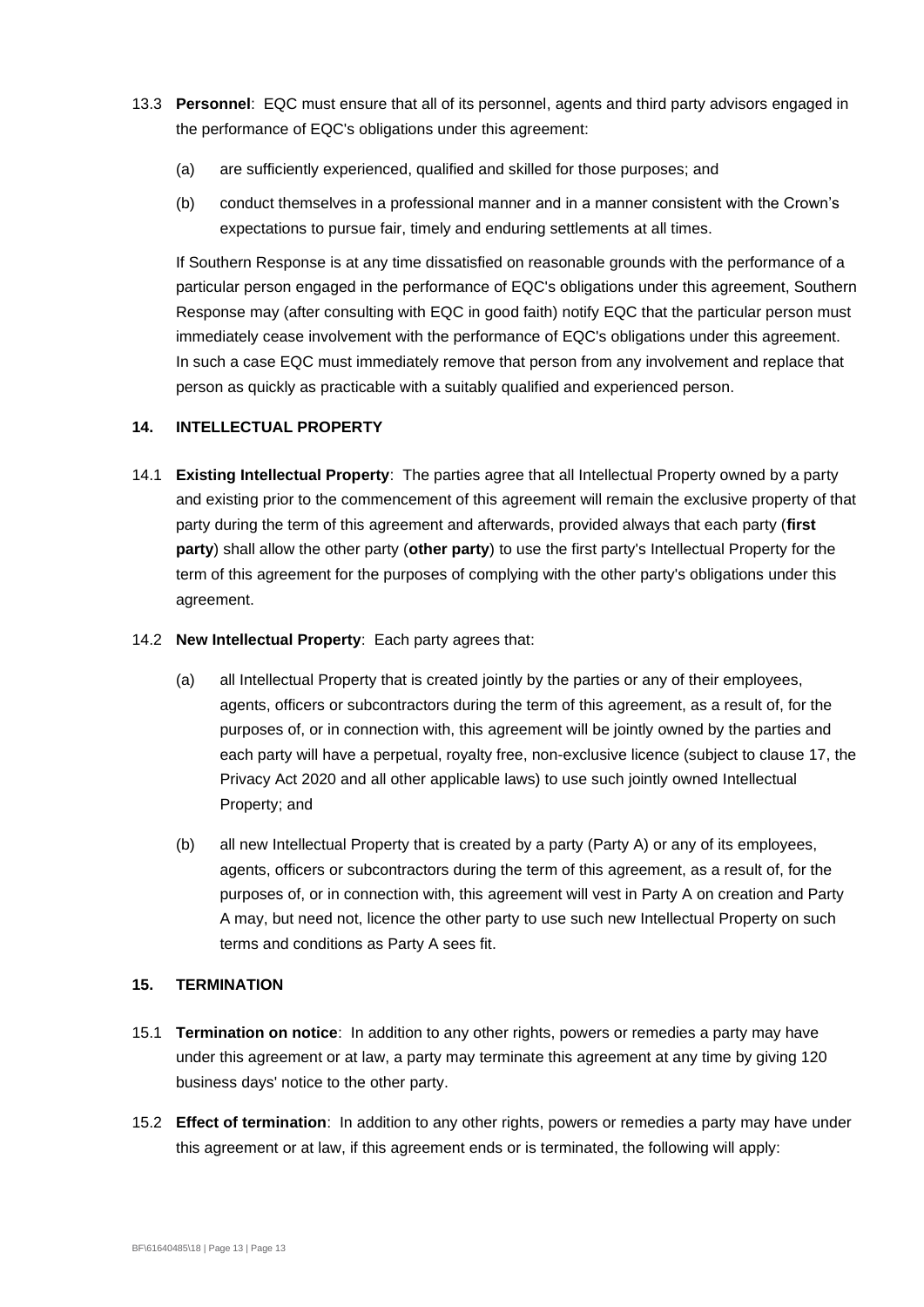13.3 **Personnel**: EQC must ensure that all of its personnel, agents and third party advisors engaged in the performance of EQC's obligations under this agreement:

(a) are sufficiently experienced, qualified and skilled for those purposes; and

(b) conduct themselves in a professional manner and in a manner consistent with the Crown's expectations to pursue fair, timely and enduring settlements at all times.

If Southern Response is at any time dissatisfied on reasonable grounds with the performance of a particular person engaged in the performance of EQC's obligations under this agreement, Southern Response may (after consulting with EQC in good faith) notify EQC that the particular person must immediately cease involvement with the performance of EQC's obligations under this agreement. In such a case EQC must immediately remove that person from any involvement and replace that person as quickly as practicable with a suitably qualified and experienced person.

## 14. INTELLECTUAL PROPERTY

14.1 **Existing Intellectual Property**: The parties agree that all Intellectual Property owned by a party and existing prior to the commencement of this agreement will remain the exclusive property of that party during the term of this agreement and afterwards, provided always that each party (**first party**) shall allow the other party (**other party**) to use the first party's Intellectual Property for the term of this agreement for the purposes of complying with the other party's obligations under this agreement.

14.2 **New Intellectual Property**: Each party agrees that:

(a) all Intellectual Property that is created jointly by the parties or any of their employees, agents, officers or subcontractors during the term of this agreement, as a result of, for the purposes of, or in connection with, this agreement will be jointly owned by the parties and each party will have a perpetual, royalty free, non-exclusive licence (subject to clause 17, the Privacy Act 2020 and all other applicable laws) to use such jointly owned Intellectual Property; and

(b) all new Intellectual Property that is created by a party (Party A) or any of its employees, agents, officers or subcontractors during the term of this agreement, as a result of, for the purposes of, or in connection with, this agreement will vest in Party A on creation and Party A may, but need not, licence the other party to use such new Intellectual Property on such terms and conditions as Party A sees fit.

## 15. TERMINATION

15.1 **Termination on notice**: In addition to any other rights, powers or remedies a party may have under this agreement or at law, a party may terminate this agreement at any time by giving 120 business days' notice to the other party.

15.2 **Effect of termination**: In addition to any other rights, powers or remedies a party may have under this agreement or at law, if this agreement ends or is terminated, the following will apply: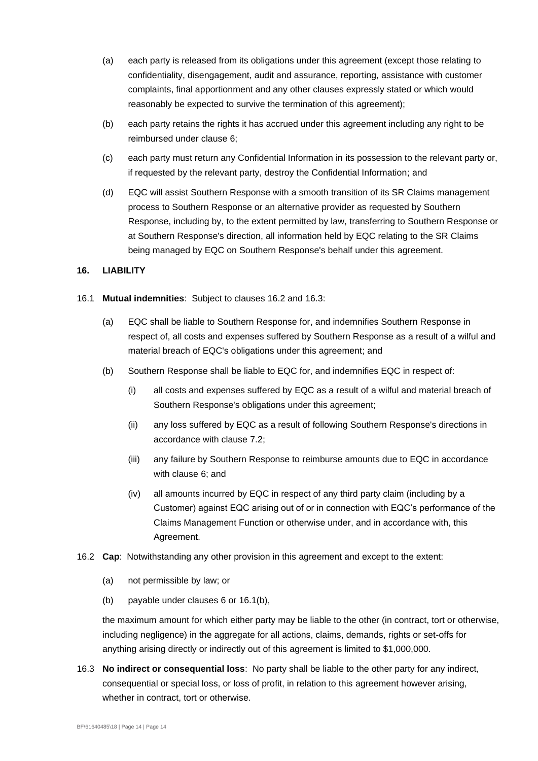(a) each party is released from its obligations under this agreement (except those relating to confidentiality, disengagement, audit and assurance, reporting, assistance with customer complaints, final apportionment and any other clauses expressly stated or which would reasonably be expected to survive the termination of this agreement);

(b) each party retains the rights it has accrued under this agreement including any right to be reimbursed under clause 6;

(c) each party must return any Confidential Information in its possession to the relevant party or, if requested by the relevant party, destroy the Confidential Information; and

(d) EQC will assist Southern Response with a smooth transition of its SR Claims management process to Southern Response or an alternative provider as requested by Southern Response, including by, to the extent permitted by law, transferring to Southern Response or at Southern Response's direction, all information held by EQC relating to the SR Claims being managed by EQC on Southern Response's behalf under this agreement.

## 16. LIABILITY

16.1 **Mutual indemnities**: Subject to clauses 16.2 and 16.3:

(a) EQC shall be liable to Southern Response for, and indemnifies Southern Response in respect of, all costs and expenses suffered by Southern Response as a result of a wilful and material breach of EQC's obligations under this agreement; and

(b) Southern Response shall be liable to EQC for, and indemnifies EQC in respect of:

(i) all costs and expenses suffered by EQC as a result of a wilful and material breach of Southern Response's obligations under this agreement;

(ii) any loss suffered by EQC as a result of following Southern Response's directions in accordance with clause 7.2;

(iii) any failure by Southern Response to reimburse amounts due to EQC in accordance with clause 6; and

(iv) all amounts incurred by EQC in respect of any third party claim (including by a Customer) against EQC arising out of or in connection with EQC's performance of the Claims Management Function or otherwise under, and in accordance with, this Agreement.

16.2 **Cap**: Notwithstanding any other provision in this agreement and except to the extent:

(a) not permissible by law; or

(b) payable under clauses 6 or 16.1(b),

the maximum amount for which either party may be liable to the other (in contract, tort or otherwise, including negligence) in the aggregate for all actions, claims, demands, rights or set-offs for anything arising directly or indirectly out of this agreement is limited to $1,000,000.

16.3 **No indirect or consequential loss**: No party shall be liable to the other party for any indirect, consequential or special loss, or loss of profit, in relation to this agreement however arising, whether in contract, tort or otherwise.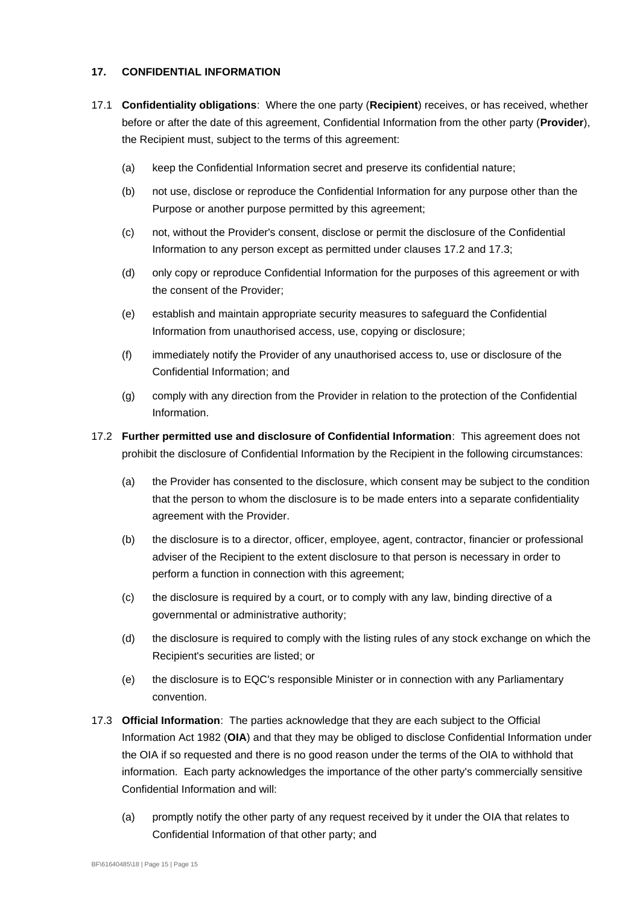## 17. CONFIDENTIAL INFORMATION

17.1 **Confidentiality obligations**: Where the one party (**Recipient**) receives, or has received, whether before or after the date of this agreement, Confidential Information from the other party (**Provider**), the Recipient must, subject to the terms of this agreement:

(a) keep the Confidential Information secret and preserve its confidential nature;

(b) not use, disclose or reproduce the Confidential Information for any purpose other than the Purpose or another purpose permitted by this agreement;

(c) not, without the Provider's consent, disclose or permit the disclosure of the Confidential Information to any person except as permitted under clauses 17.2 and 17.3;

(d) only copy or reproduce Confidential Information for the purposes of this agreement or with the consent of the Provider;

(e) establish and maintain appropriate security measures to safeguard the Confidential Information from unauthorised access, use, copying or disclosure;

(f) immediately notify the Provider of any unauthorised access to, use or disclosure of the Confidential Information; and

(g) comply with any direction from the Provider in relation to the protection of the Confidential Information.

17.2 **Further permitted use and disclosure of Confidential Information**: This agreement does not prohibit the disclosure of Confidential Information by the Recipient in the following circumstances:

(a) the Provider has consented to the disclosure, which consent may be subject to the condition that the person to whom the disclosure is to be made enters into a separate confidentiality agreement with the Provider.

(b) the disclosure is to a director, officer, employee, agent, contractor, financier or professional adviser of the Recipient to the extent disclosure to that person is necessary in order to perform a function in connection with this agreement;

(c) the disclosure is required by a court, or to comply with any law, binding directive of a governmental or administrative authority;

(d) the disclosure is required to comply with the listing rules of any stock exchange on which the Recipient's securities are listed; or

(e) the disclosure is to EQC's responsible Minister or in connection with any Parliamentary convention.

17.3 **Official Information**: The parties acknowledge that they are each subject to the Official Information Act 1982 (**OIA**) and that they may be obliged to disclose Confidential Information under the OIA if so requested and there is no good reason under the terms of the OIA to withhold that information. Each party acknowledges the importance of the other party's commercially sensitive Confidential Information and will:

(a) promptly notify the other party of any request received by it under the OIA that relates to Confidential Information of that other party; and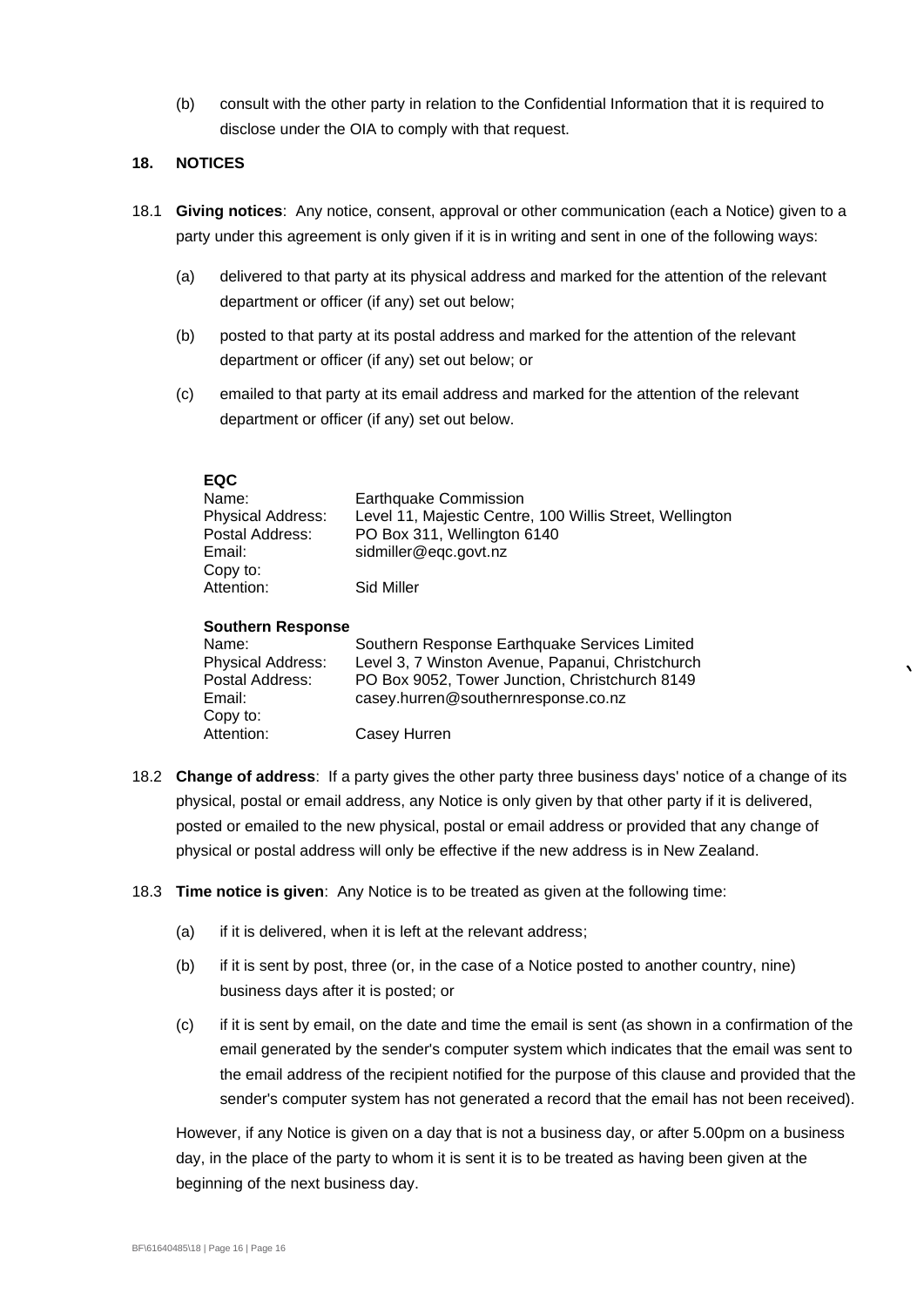(b) consult with the other party in relation to the Confidential Information that it is required to disclose under the OIA to comply with that request.

## 18. NOTICES

18.1 **Giving notices**: Any notice, consent, approval or other communication (each a Notice) given to a party under this agreement is only given if it is in writing and sent in one of the following ways:

(a) delivered to that party at its physical address and marked for the attention of the relevant department or officer (if any) set out below;

(b) posted to that party at its postal address and marked for the attention of the relevant department or officer (if any) set out below; or

(c) emailed to that party at its email address and marked for the attention of the relevant department or officer (if any) set out below.

**EQC**

| | |
|---|---|
| Name: | Earthquake Commission |
| Physical Address: | Level 11, Majestic Centre, 100 Willis Street, Wellington |
| Postal Address: | PO Box 311, Wellington 6140 |
| Email: | sidmiller@eqc.govt.nz |
| Copy to: | |
| Attention: | Sid Miller |

**Southern Response**

| | |
|---|---|
| Name: | Southern Response Earthquake Services Limited |
| Physical Address: | Level 3, 7 Winston Avenue, Papanui, Christchurch |
| Postal Address: | PO Box 9052, Tower Junction, Christchurch 8149 |
| Email: | casey.hurren@southernresponse.co.nz |
| Copy to: | |
| Attention: | Casey Hurren |

18.2 **Change of address**: If a party gives the other party three business days' notice of a change of its physical, postal or email address, any Notice is only given by that other party if it is delivered, posted or emailed to the new physical, postal or email address or provided that any change of physical or postal address will only be effective if the new address is in New Zealand.

18.3 **Time notice is given**: Any Notice is to be treated as given at the following time:

(a) if it is delivered, when it is left at the relevant address;

(b) if it is sent by post, three (or, in the case of a Notice posted to another country, nine) business days after it is posted; or

(c) if it is sent by email, on the date and time the email is sent (as shown in a confirmation of the email generated by the sender's computer system which indicates that the email was sent to the email address of the recipient notified for the purpose of this clause and provided that the sender's computer system has not generated a record that the email has not been received).

However, if any Notice is given on a day that is not a business day, or after 5.00pm on a business day, in the place of the party to whom it is sent it is to be treated as having been given at the beginning of the next business day.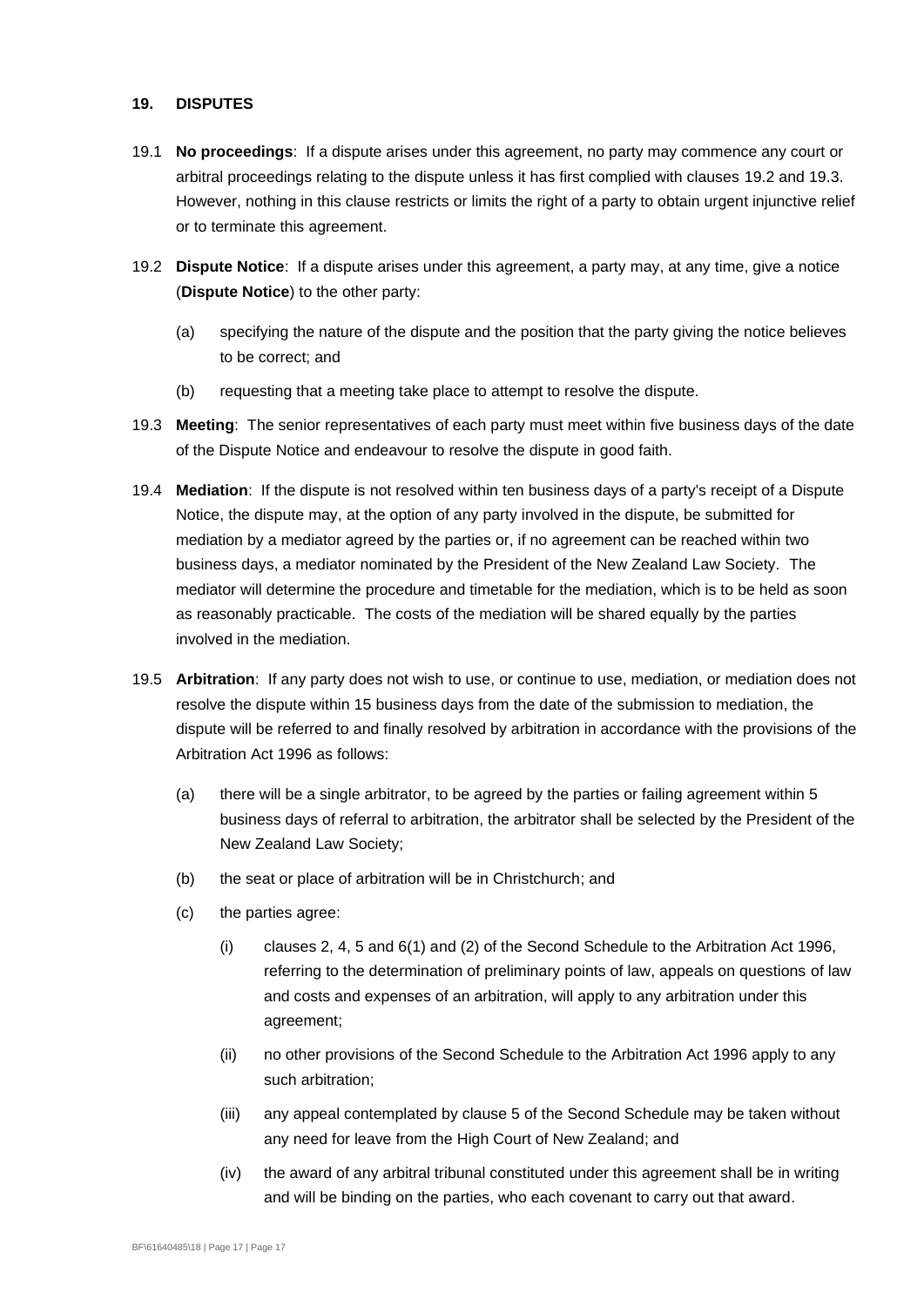## 19. DISPUTES

19.1 **No proceedings**: If a dispute arises under this agreement, no party may commence any court or arbitral proceedings relating to the dispute unless it has first complied with clauses 19.2 and 19.3. However, nothing in this clause restricts or limits the right of a party to obtain urgent injunctive relief or to terminate this agreement.

19.2 **Dispute Notice**: If a dispute arises under this agreement, a party may, at any time, give a notice (**Dispute Notice**) to the other party:

(a) specifying the nature of the dispute and the position that the party giving the notice believes to be correct; and

(b) requesting that a meeting take place to attempt to resolve the dispute.

19.3 **Meeting**: The senior representatives of each party must meet within five business days of the date of the Dispute Notice and endeavour to resolve the dispute in good faith.

19.4 **Mediation**: If the dispute is not resolved within ten business days of a party's receipt of a Dispute Notice, the dispute may, at the option of any party involved in the dispute, be submitted for mediation by a mediator agreed by the parties or, if no agreement can be reached within two business days, a mediator nominated by the President of the New Zealand Law Society. The mediator will determine the procedure and timetable for the mediation, which is to be held as soon as reasonably practicable. The costs of the mediation will be shared equally by the parties involved in the mediation.

19.5 **Arbitration**: If any party does not wish to use, or continue to use, mediation, or mediation does not resolve the dispute within 15 business days from the date of the submission to mediation, the dispute will be referred to and finally resolved by arbitration in accordance with the provisions of the Arbitration Act 1996 as follows:

(a) there will be a single arbitrator, to be agreed by the parties or failing agreement within 5 business days of referral to arbitration, the arbitrator shall be selected by the President of the New Zealand Law Society;

(b) the seat or place of arbitration will be in Christchurch; and

(c) the parties agree:

(i) clauses 2, 4, 5 and 6(1) and (2) of the Second Schedule to the Arbitration Act 1996, referring to the determination of preliminary points of law, appeals on questions of law and costs and expenses of an arbitration, will apply to any arbitration under this agreement;

(ii) no other provisions of the Second Schedule to the Arbitration Act 1996 apply to any such arbitration;

(iii) any appeal contemplated by clause 5 of the Second Schedule may be taken without any need for leave from the High Court of New Zealand; and

(iv) the award of any arbitral tribunal constituted under this agreement shall be in writing and will be binding on the parties, who each covenant to carry out that award.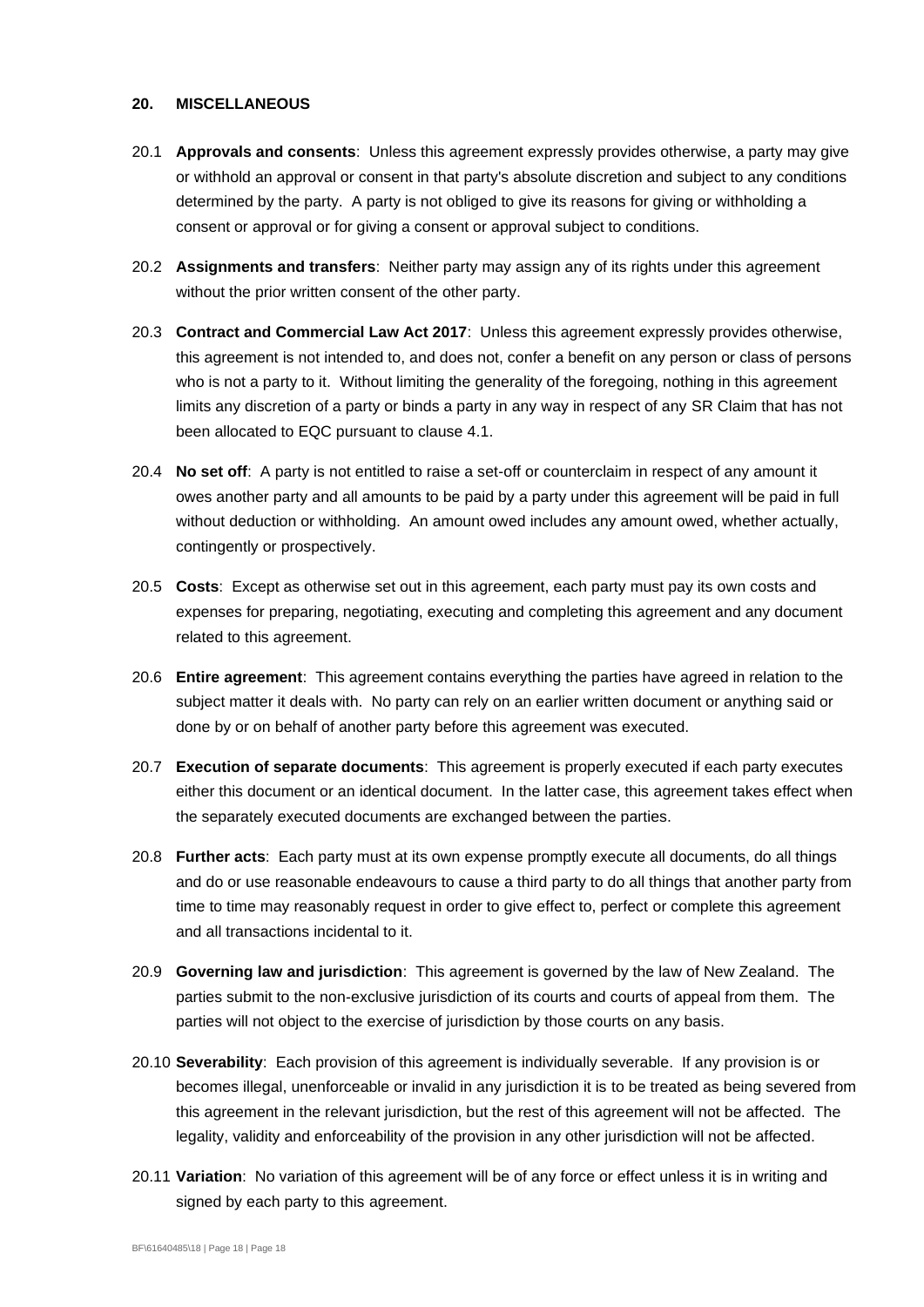## 20. MISCELLANEOUS

20.1 **Approvals and consents**: Unless this agreement expressly provides otherwise, a party may give or withhold an approval or consent in that party's absolute discretion and subject to any conditions determined by the party. A party is not obliged to give its reasons for giving or withholding a consent or approval or for giving a consent or approval subject to conditions.

20.2 **Assignments and transfers**: Neither party may assign any of its rights under this agreement without the prior written consent of the other party.

20.3 **Contract and Commercial Law Act 2017**: Unless this agreement expressly provides otherwise, this agreement is not intended to, and does not, confer a benefit on any person or class of persons who is not a party to it. Without limiting the generality of the foregoing, nothing in this agreement limits any discretion of a party or binds a party in any way in respect of any SR Claim that has not been allocated to EQC pursuant to clause 4.1.

20.4 **No set off**: A party is not entitled to raise a set-off or counterclaim in respect of any amount it owes another party and all amounts to be paid by a party under this agreement will be paid in full without deduction or withholding. An amount owed includes any amount owed, whether actually, contingently or prospectively.

20.5 **Costs**: Except as otherwise set out in this agreement, each party must pay its own costs and expenses for preparing, negotiating, executing and completing this agreement and any document related to this agreement.

20.6 **Entire agreement**: This agreement contains everything the parties have agreed in relation to the subject matter it deals with. No party can rely on an earlier written document or anything said or done by or on behalf of another party before this agreement was executed.

20.7 **Execution of separate documents**: This agreement is properly executed if each party executes either this document or an identical document. In the latter case, this agreement takes effect when the separately executed documents are exchanged between the parties.

20.8 **Further acts**: Each party must at its own expense promptly execute all documents, do all things and do or use reasonable endeavours to cause a third party to do all things that another party from time to time may reasonably request in order to give effect to, perfect or complete this agreement and all transactions incidental to it.

20.9 **Governing law and jurisdiction**: This agreement is governed by the law of New Zealand. The parties submit to the non-exclusive jurisdiction of its courts and courts of appeal from them. The parties will not object to the exercise of jurisdiction by those courts on any basis.

20.10 **Severability**: Each provision of this agreement is individually severable. If any provision is or becomes illegal, unenforceable or invalid in any jurisdiction it is to be treated as being severed from this agreement in the relevant jurisdiction, but the rest of this agreement will not be affected. The legality, validity and enforceability of the provision in any other jurisdiction will not be affected.

20.11 **Variation**: No variation of this agreement will be of any force or effect unless it is in writing and signed by each party to this agreement.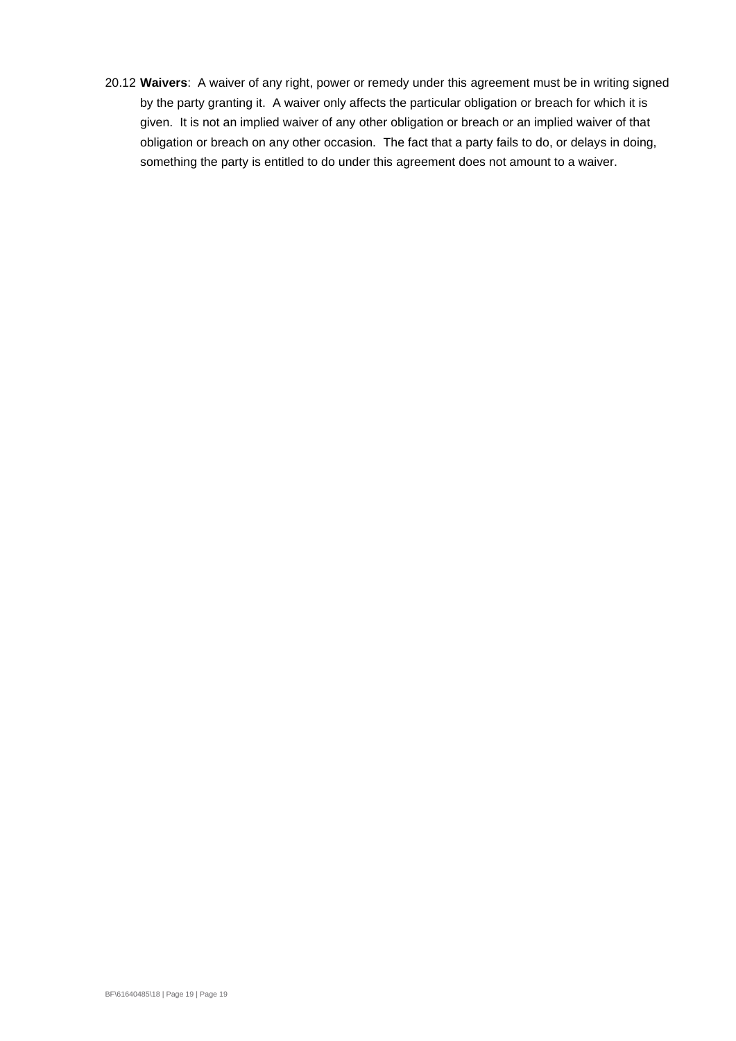20.12 **Waivers**: A waiver of any right, power or remedy under this agreement must be in writing signed by the party granting it. A waiver only affects the particular obligation or breach for which it is given. It is not an implied waiver of any other obligation or breach or an implied waiver of that obligation or breach on any other occasion. The fact that a party fails to do, or delays in doing, something the party is entitled to do under this agreement does not amount to a waiver.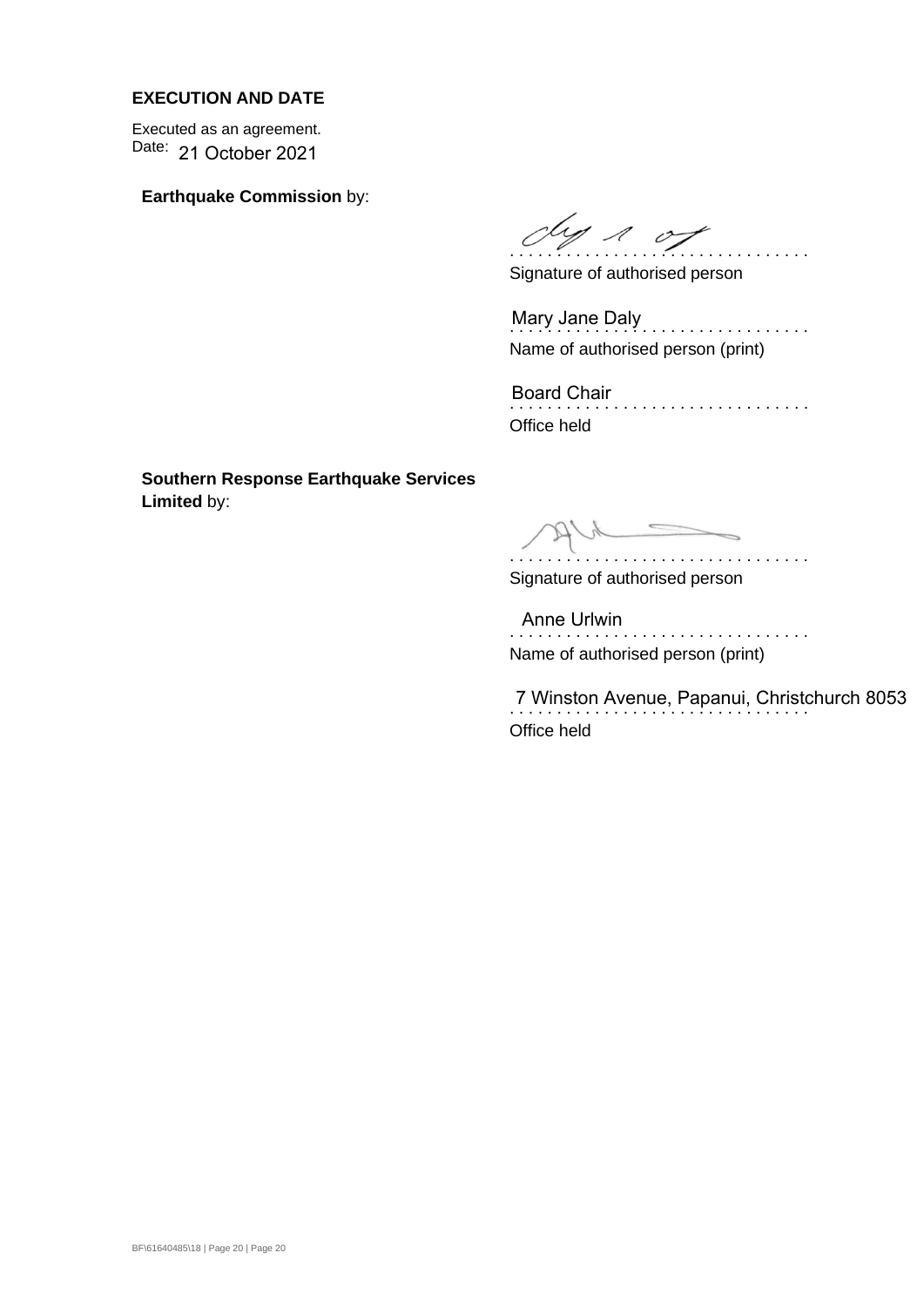**EXECUTION AND DATE**

Executed as an agreement.

Date: 21 October 2021

**Earthquake Commission** by:

. . . . . . . . . . . . . . . . . . . . . . . . . . . . . . . .
Signature of authorised person

Mary Jane Daly
. . . . . . . . . . . . . . . . . . . . . . . . . . . . . . . .
Name of authorised person (print)

Board Chair
. . . . . . . . . . . . . . . . . . . . . . . . . . . . . . . .
Office held

**Southern Response Earthquake Services Limited** by:

. . . . . . . . . . . . . . . . . . . . . . . . . . . . . . . .
Signature of authorised person

Anne Urlwin
. . . . . . . . . . . . . . . . . . . . . . . . . . . . . . . .
Name of authorised person (print)

7 Winston Avenue, Papanui, Christchurch 8053
. . . . . . . . . . . . . . . . . . . . . . . . . . . . . . . .
Office held

BF\61640485\18 | Page 20